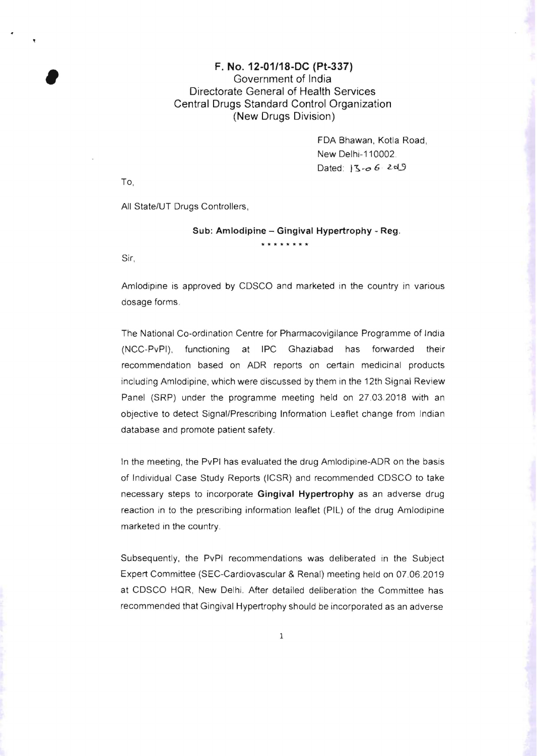**F. No. 12-01/18-DC (Pt-337)**
Government of India
Directorate General of Health Services
Central Drugs Standard Control Organization
(New Drugs Division)

FDA Bhawan, Kotla Road,
New Delhi-110002.
Dated: 13-06-2019

To,

All State/UT Drugs Controllers,

**Sub: Amlodipine – Gingival Hypertrophy - Reg.**

\*\*\*\*\*\*\*\*

Sir,

Amlodipine is approved by CDSCO and marketed in the country in various dosage forms.

The National Co-ordination Centre for Pharmacovigilance Programme of India (NCC-PvPI), functioning at IPC Ghaziabad has forwarded their recommendation based on ADR reports on certain medicinal products including Amlodipine, which were discussed by them in the 12th Signal Review Panel (SRP) under the programme meeting held on 27.03.2018 with an objective to detect Signal/Prescribing Information Leaflet change from Indian database and promote patient safety.

In the meeting, the PvPI has evaluated the drug Amlodipine-ADR on the basis of Individual Case Study Reports (ICSR) and recommended CDSCO to take necessary steps to incorporate **Gingival Hypertrophy** as an adverse drug reaction in to the prescribing information leaflet (PIL) of the drug Amlodipine marketed in the country.

Subsequently, the PvPI recommendations was deliberated in the Subject Expert Committee (SEC-Cardiovascular & Renal) meeting held on 07.06.2019 at CDSCO HQR, New Delhi. After detailed deliberation the Committee has recommended that Gingival Hypertrophy should be incorporated as an adverse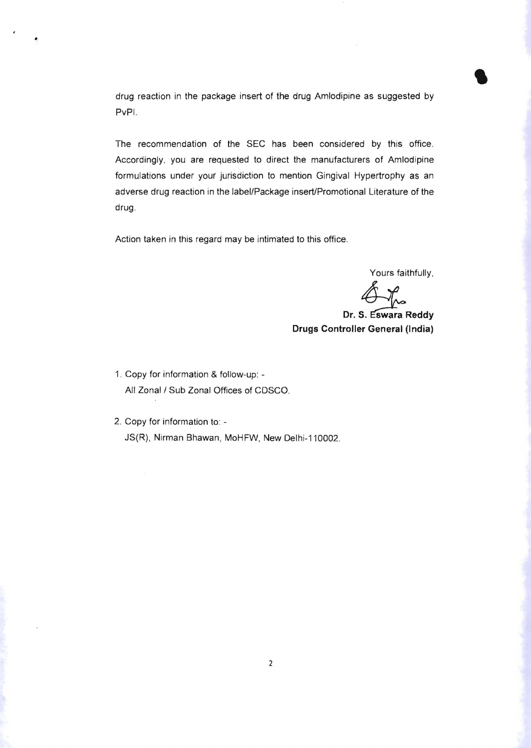drug reaction in the package insert of the drug Amlodipine as suggested by PvPI.

The recommendation of the SEC has been considered by this office. Accordingly, you are requested to direct the manufacturers of Amlodipine formulations under your jurisdiction to mention Gingival Hypertrophy as an adverse drug reaction in the label/Package insert/Promotional Literature of the drug.

Action taken in this regard may be intimated to this office.

Yours faithfully,

**Dr. S. Eswara Reddy**
**Drugs Controller General (India)**

1. Copy for information & follow-up: -
   All Zonal / Sub Zonal Offices of CDSCO.

2. Copy for information to: -
   JS(R), Nirman Bhawan, MoHFW, New Delhi-110002.